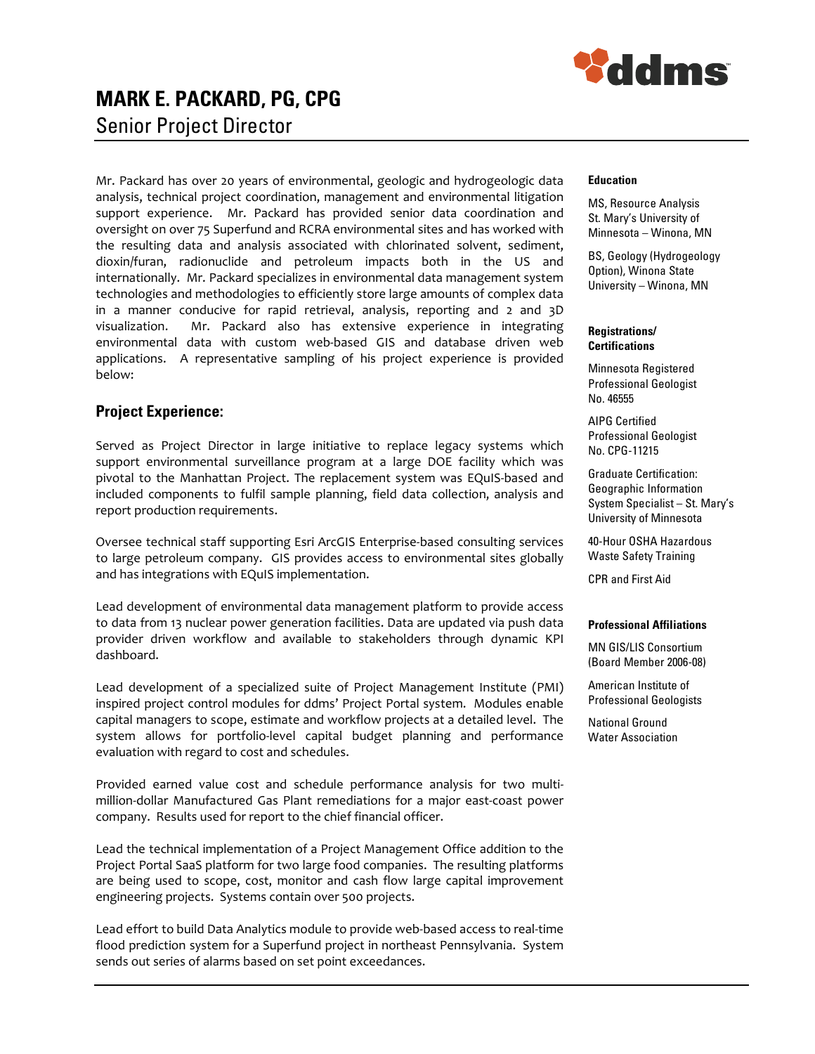# MARK E. PACKARD, PG, CPG

Senior Project Director

Mr. Packard has over 20 years of environmental, geologic and hydrogeologic data analysis, technical project coordination, management and environmental litigation support experience. Mr. Packard has provided senior data coordination and oversight on over 75 Superfund and RCRA environmental sites and has worked with the resulting data and analysis associated with chlorinated solvent, sediment, dioxin/furan, radionuclide and petroleum impacts both in the US and internationally. Mr. Packard specializes in environmental data management system technologies and methodologies to efficiently store large amounts of complex data in a manner conducive for rapid retrieval, analysis, reporting and 2 and 3D visualization. Mr. Packard also has extensive experience in integrating environmental data with custom web-based GIS and database driven web applications. A representative sampling of his project experience is provided below:

## Project Experience:

Served as Project Director in large initiative to replace legacy systems which support environmental surveillance program at a large DOE facility which was pivotal to the Manhattan Project. The replacement system was EQuIS-based and included components to fulfil sample planning, field data collection, analysis and report production requirements.

Oversee technical staff supporting Esri ArcGIS Enterprise-based consulting services to large petroleum company. GIS provides access to environmental sites globally and has integrations with EQuIS implementation.

Lead development of environmental data management platform to provide access to data from 13 nuclear power generation facilities. Data are updated via push data provider driven workflow and available to stakeholders through dynamic KPI dashboard.

Lead development of a specialized suite of Project Management Institute (PMI) inspired project control modules for ddms' Project Portal system. Modules enable capital managers to scope, estimate and workflow projects at a detailed level. The system allows for portfolio-level capital budget planning and performance evaluation with regard to cost and schedules.

Provided earned value cost and schedule performance analysis for two multi-million-dollar Manufactured Gas Plant remediations for a major east-coast power company. Results used for report to the chief financial officer.

Lead the technical implementation of a Project Management Office addition to the Project Portal SaaS platform for two large food companies. The resulting platforms are being used to scope, cost, monitor and cash flow large capital improvement engineering projects. Systems contain over 500 projects.

Lead effort to build Data Analytics module to provide web-based access to real-time flood prediction system for a Superfund project in northeast Pennsylvania. System sends out series of alarms based on set point exceedances.

### Education

MS, Resource Analysis
St. Mary's University of Minnesota – Winona, MN

BS, Geology (Hydrogeology Option), Winona State University – Winona, MN

### Registrations/ Certifications

Minnesota Registered Professional Geologist No. 46555

AIPG Certified Professional Geologist No. CPG-11215

Graduate Certification: Geographic Information System Specialist – St. Mary's University of Minnesota

40-Hour OSHA Hazardous Waste Safety Training

CPR and First Aid

### Professional Affiliations

MN GIS/LIS Consortium (Board Member 2006-08)

American Institute of Professional Geologists

National Ground Water Association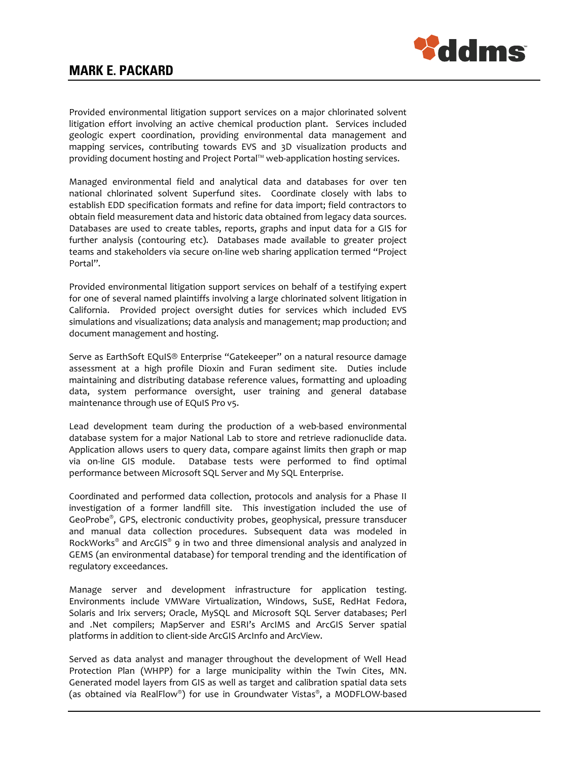Provided environmental litigation support services on a major chlorinated solvent litigation effort involving an active chemical production plant. Services included geologic expert coordination, providing environmental data management and mapping services, contributing towards EVS and 3D visualization products and providing document hosting and Project Portal™ web-application hosting services.

Managed environmental field and analytical data and databases for over ten national chlorinated solvent Superfund sites. Coordinate closely with labs to establish EDD specification formats and refine for data import; field contractors to obtain field measurement data and historic data obtained from legacy data sources. Databases are used to create tables, reports, graphs and input data for a GIS for further analysis (contouring etc). Databases made available to greater project teams and stakeholders via secure on-line web sharing application termed "Project Portal".

Provided environmental litigation support services on behalf of a testifying expert for one of several named plaintiffs involving a large chlorinated solvent litigation in California. Provided project oversight duties for services which included EVS simulations and visualizations; data analysis and management; map production; and document management and hosting.

Serve as EarthSoft EQuIS® Enterprise "Gatekeeper" on a natural resource damage assessment at a high profile Dioxin and Furan sediment site. Duties include maintaining and distributing database reference values, formatting and uploading data, system performance oversight, user training and general database maintenance through use of EQuIS Pro v5.

Lead development team during the production of a web-based environmental database system for a major National Lab to store and retrieve radionuclide data. Application allows users to query data, compare against limits then graph or map via on-line GIS module. Database tests were performed to find optimal performance between Microsoft SQL Server and My SQL Enterprise.

Coordinated and performed data collection, protocols and analysis for a Phase II investigation of a former landfill site. This investigation included the use of GeoProbe®, GPS, electronic conductivity probes, geophysical, pressure transducer and manual data collection procedures. Subsequent data was modeled in RockWorks® and ArcGIS® 9 in two and three dimensional analysis and analyzed in GEMS (an environmental database) for temporal trending and the identification of regulatory exceedances.

Manage server and development infrastructure for application testing. Environments include VMWare Virtualization, Windows, SuSE, RedHat Fedora, Solaris and Irix servers; Oracle, MySQL and Microsoft SQL Server databases; Perl and .Net compilers; MapServer and ESRI's ArcIMS and ArcGIS Server spatial platforms in addition to client-side ArcGIS ArcInfo and ArcView.

Served as data analyst and manager throughout the development of Well Head Protection Plan (WHPP) for a large municipality within the Twin Cites, MN. Generated model layers from GIS as well as target and calibration spatial data sets (as obtained via RealFlow®) for use in Groundwater Vistas®, a MODFLOW-based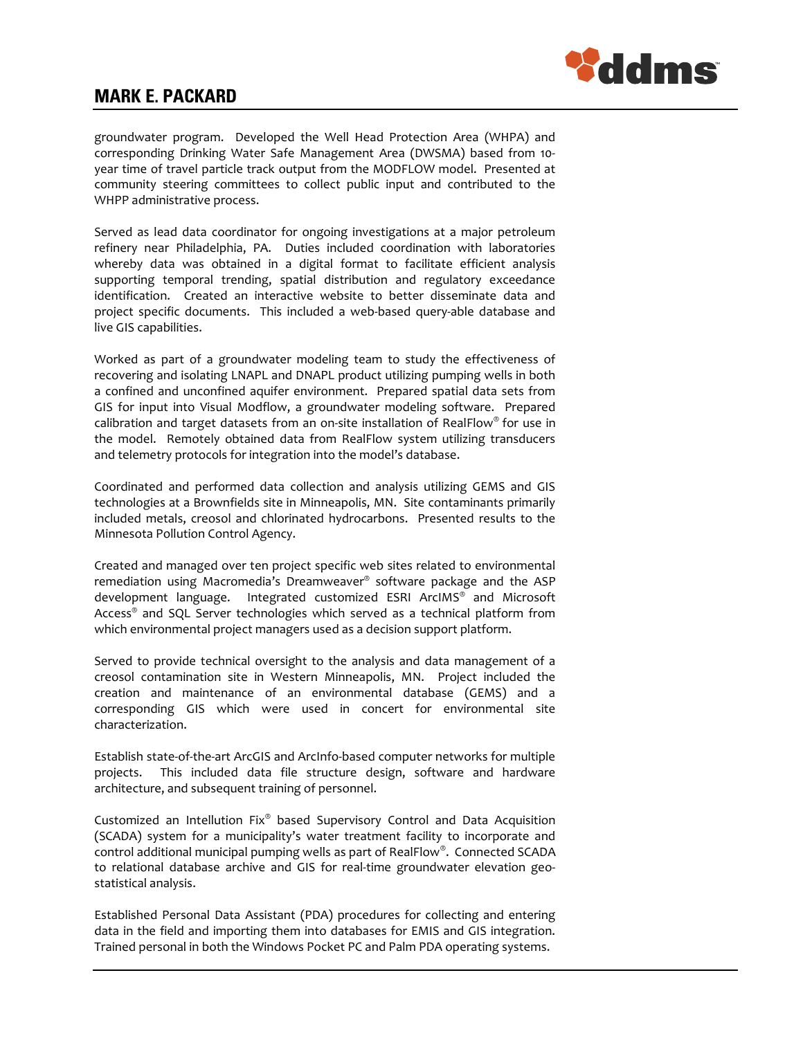groundwater program. Developed the Well Head Protection Area (WHPA) and corresponding Drinking Water Safe Management Area (DWSMA) based from 10-year time of travel particle track output from the MODFLOW model. Presented at community steering committees to collect public input and contributed to the WHPP administrative process.

Served as lead data coordinator for ongoing investigations at a major petroleum refinery near Philadelphia, PA. Duties included coordination with laboratories whereby data was obtained in a digital format to facilitate efficient analysis supporting temporal trending, spatial distribution and regulatory exceedance identification. Created an interactive website to better disseminate data and project specific documents. This included a web-based query-able database and live GIS capabilities.

Worked as part of a groundwater modeling team to study the effectiveness of recovering and isolating LNAPL and DNAPL product utilizing pumping wells in both a confined and unconfined aquifer environment. Prepared spatial data sets from GIS for input into Visual Modflow, a groundwater modeling software. Prepared calibration and target datasets from an on-site installation of RealFlow® for use in the model. Remotely obtained data from RealFlow system utilizing transducers and telemetry protocols for integration into the model's database.

Coordinated and performed data collection and analysis utilizing GEMS and GIS technologies at a Brownfields site in Minneapolis, MN. Site contaminants primarily included metals, creosol and chlorinated hydrocarbons. Presented results to the Minnesota Pollution Control Agency.

Created and managed over ten project specific web sites related to environmental remediation using Macromedia's Dreamweaver® software package and the ASP development language. Integrated customized ESRI ArcIMS® and Microsoft Access® and SQL Server technologies which served as a technical platform from which environmental project managers used as a decision support platform.

Served to provide technical oversight to the analysis and data management of a creosol contamination site in Western Minneapolis, MN. Project included the creation and maintenance of an environmental database (GEMS) and a corresponding GIS which were used in concert for environmental site characterization.

Establish state-of-the-art ArcGIS and ArcInfo-based computer networks for multiple projects. This included data file structure design, software and hardware architecture, and subsequent training of personnel.

Customized an Intellution Fix® based Supervisory Control and Data Acquisition (SCADA) system for a municipality's water treatment facility to incorporate and control additional municipal pumping wells as part of RealFlow®. Connected SCADA to relational database archive and GIS for real-time groundwater elevation geo-statistical analysis.

Established Personal Data Assistant (PDA) procedures for collecting and entering data in the field and importing them into databases for EMIS and GIS integration. Trained personal in both the Windows Pocket PC and Palm PDA operating systems.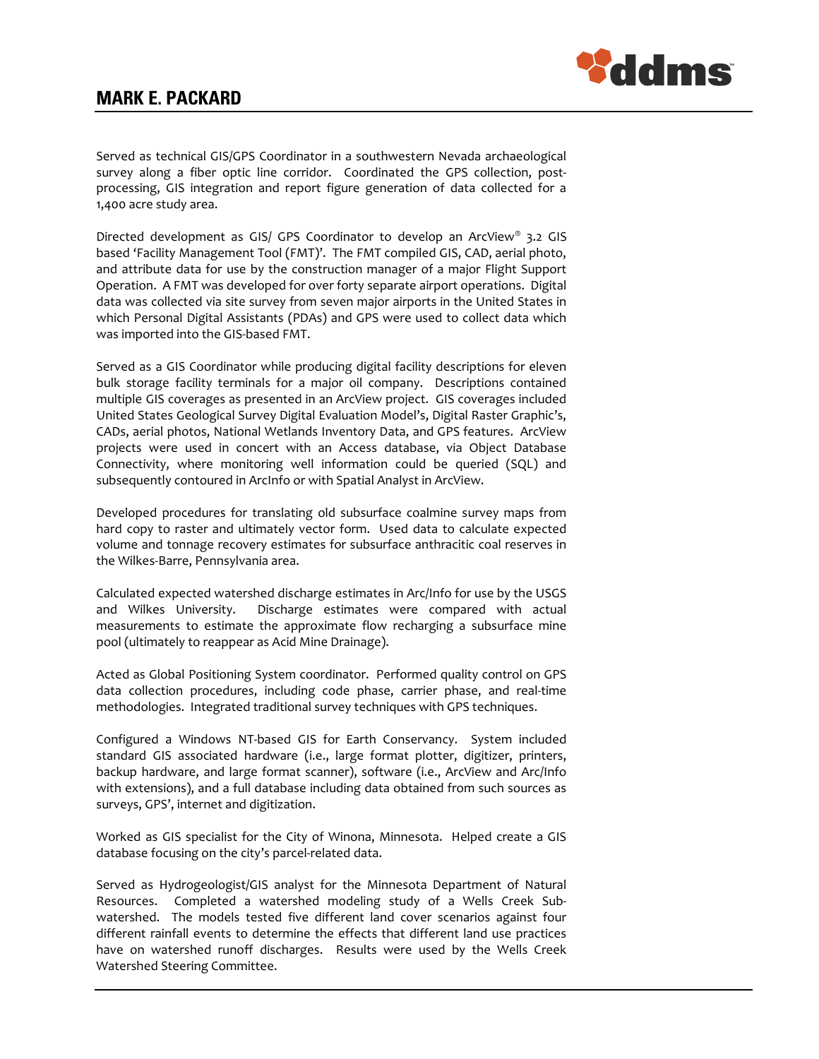Served as technical GIS/GPS Coordinator in a southwestern Nevada archaeological survey along a fiber optic line corridor. Coordinated the GPS collection, post-processing, GIS integration and report figure generation of data collected for a 1,400 acre study area.

Directed development as GIS/ GPS Coordinator to develop an ArcView® 3.2 GIS based 'Facility Management Tool (FMT)'. The FMT compiled GIS, CAD, aerial photo, and attribute data for use by the construction manager of a major Flight Support Operation. A FMT was developed for over forty separate airport operations. Digital data was collected via site survey from seven major airports in the United States in which Personal Digital Assistants (PDAs) and GPS were used to collect data which was imported into the GIS-based FMT.

Served as a GIS Coordinator while producing digital facility descriptions for eleven bulk storage facility terminals for a major oil company. Descriptions contained multiple GIS coverages as presented in an ArcView project. GIS coverages included United States Geological Survey Digital Evaluation Model's, Digital Raster Graphic's, CADs, aerial photos, National Wetlands Inventory Data, and GPS features. ArcView projects were used in concert with an Access database, via Object Database Connectivity, where monitoring well information could be queried (SQL) and subsequently contoured in ArcInfo or with Spatial Analyst in ArcView.

Developed procedures for translating old subsurface coalmine survey maps from hard copy to raster and ultimately vector form. Used data to calculate expected volume and tonnage recovery estimates for subsurface anthracitic coal reserves in the Wilkes-Barre, Pennsylvania area.

Calculated expected watershed discharge estimates in Arc/Info for use by the USGS and Wilkes University. Discharge estimates were compared with actual measurements to estimate the approximate flow recharging a subsurface mine pool (ultimately to reappear as Acid Mine Drainage).

Acted as Global Positioning System coordinator. Performed quality control on GPS data collection procedures, including code phase, carrier phase, and real-time methodologies. Integrated traditional survey techniques with GPS techniques.

Configured a Windows NT-based GIS for Earth Conservancy. System included standard GIS associated hardware (i.e., large format plotter, digitizer, printers, backup hardware, and large format scanner), software (i.e., ArcView and Arc/Info with extensions), and a full database including data obtained from such sources as surveys, GPS', internet and digitization.

Worked as GIS specialist for the City of Winona, Minnesota. Helped create a GIS database focusing on the city's parcel-related data.

Served as Hydrogeologist/GIS analyst for the Minnesota Department of Natural Resources. Completed a watershed modeling study of a Wells Creek Sub-watershed. The models tested five different land cover scenarios against four different rainfall events to determine the effects that different land use practices have on watershed runoff discharges. Results were used by the Wells Creek Watershed Steering Committee.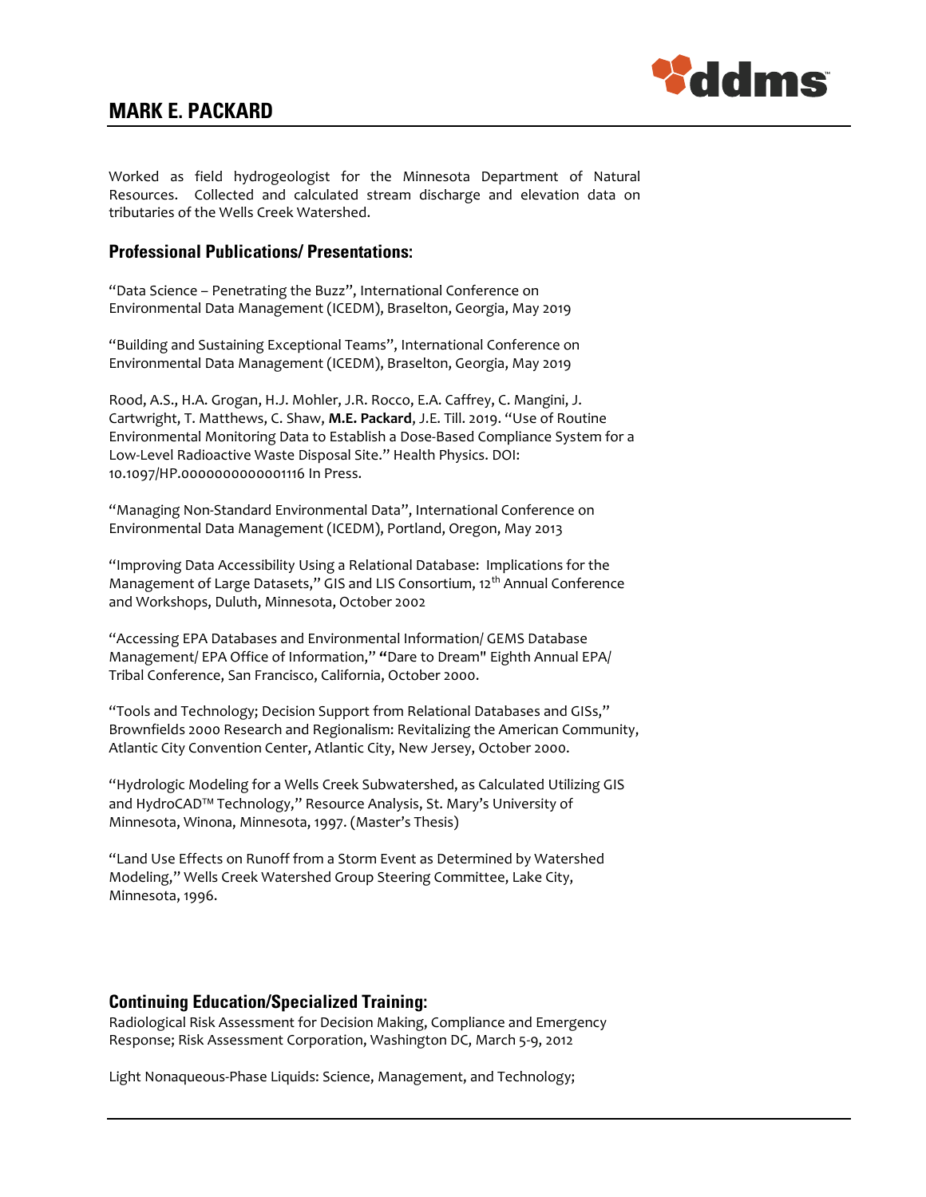Worked as field hydrogeologist for the Minnesota Department of Natural Resources. Collected and calculated stream discharge and elevation data on tributaries of the Wells Creek Watershed.

## Professional Publications/ Presentations:

"Data Science – Penetrating the Buzz", International Conference on Environmental Data Management (ICEDM), Braselton, Georgia, May 2019

"Building and Sustaining Exceptional Teams", International Conference on Environmental Data Management (ICEDM), Braselton, Georgia, May 2019

Rood, A.S., H.A. Grogan, H.J. Mohler, J.R. Rocco, E.A. Caffrey, C. Mangini, J. Cartwright, T. Matthews, C. Shaw, **M.E. Packard**, J.E. Till. 2019. "Use of Routine Environmental Monitoring Data to Establish a Dose-Based Compliance System for a Low-Level Radioactive Waste Disposal Site." Health Physics. DOI: 10.1097/HP.0000000000001116 In Press.

"Managing Non-Standard Environmental Data", International Conference on Environmental Data Management (ICEDM), Portland, Oregon, May 2013

"Improving Data Accessibility Using a Relational Database: Implications for the Management of Large Datasets," GIS and LIS Consortium, 12th Annual Conference and Workshops, Duluth, Minnesota, October 2002

"Accessing EPA Databases and Environmental Information/ GEMS Database Management/ EPA Office of Information," **"**Dare to Dream" Eighth Annual EPA/ Tribal Conference, San Francisco, California, October 2000.

"Tools and Technology; Decision Support from Relational Databases and GISs," Brownfields 2000 Research and Regionalism: Revitalizing the American Community, Atlantic City Convention Center, Atlantic City, New Jersey, October 2000.

"Hydrologic Modeling for a Wells Creek Subwatershed, as Calculated Utilizing GIS and HydroCAD™ Technology," Resource Analysis, St. Mary's University of Minnesota, Winona, Minnesota, 1997. (Master's Thesis)

"Land Use Effects on Runoff from a Storm Event as Determined by Watershed Modeling," Wells Creek Watershed Group Steering Committee, Lake City, Minnesota, 1996.

## Continuing Education/Specialized Training:

Radiological Risk Assessment for Decision Making, Compliance and Emergency Response; Risk Assessment Corporation, Washington DC, March 5-9, 2012

Light Nonaqueous-Phase Liquids: Science, Management, and Technology;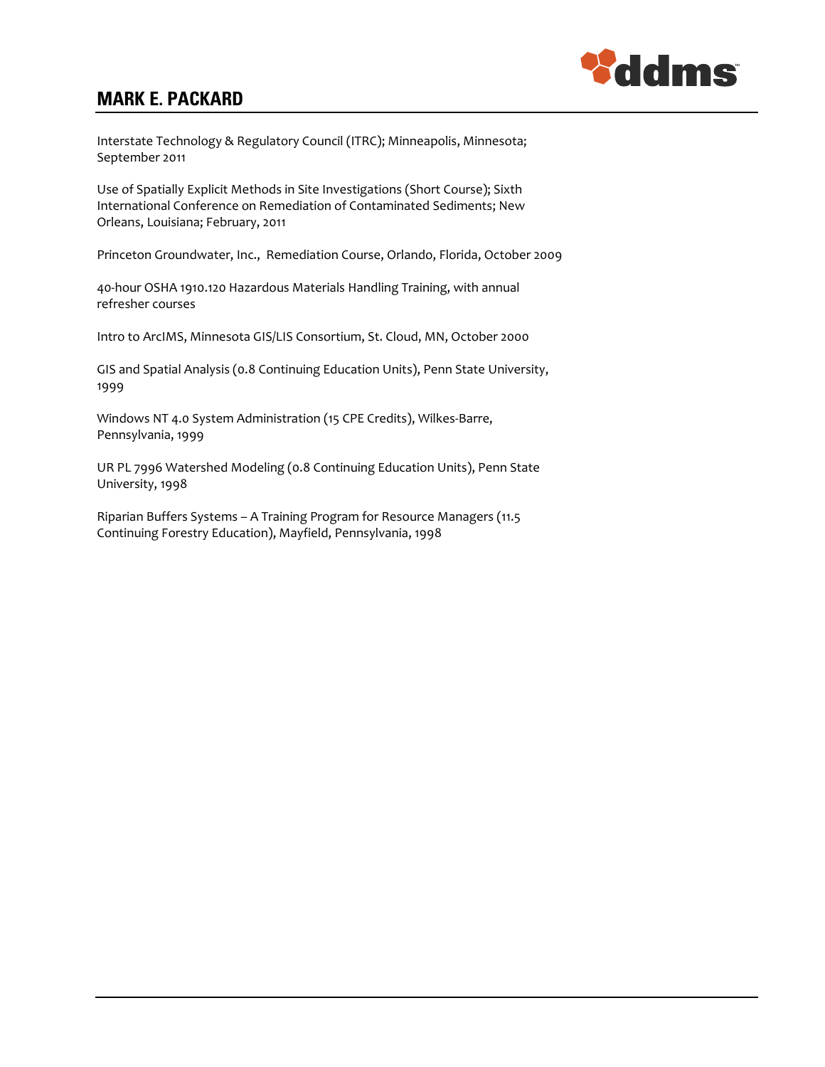Interstate Technology & Regulatory Council (ITRC); Minneapolis, Minnesota; September 2011

Use of Spatially Explicit Methods in Site Investigations (Short Course); Sixth International Conference on Remediation of Contaminated Sediments; New Orleans, Louisiana; February, 2011

Princeton Groundwater, Inc., Remediation Course, Orlando, Florida, October 2009

40-hour OSHA 1910.120 Hazardous Materials Handling Training, with annual refresher courses

Intro to ArcIMS, Minnesota GIS/LIS Consortium, St. Cloud, MN, October 2000

GIS and Spatial Analysis (0.8 Continuing Education Units), Penn State University, 1999

Windows NT 4.0 System Administration (15 CPE Credits), Wilkes-Barre, Pennsylvania, 1999

UR PL 7996 Watershed Modeling (0.8 Continuing Education Units), Penn State University, 1998

Riparian Buffers Systems – A Training Program for Resource Managers (11.5 Continuing Forestry Education), Mayfield, Pennsylvania, 1998